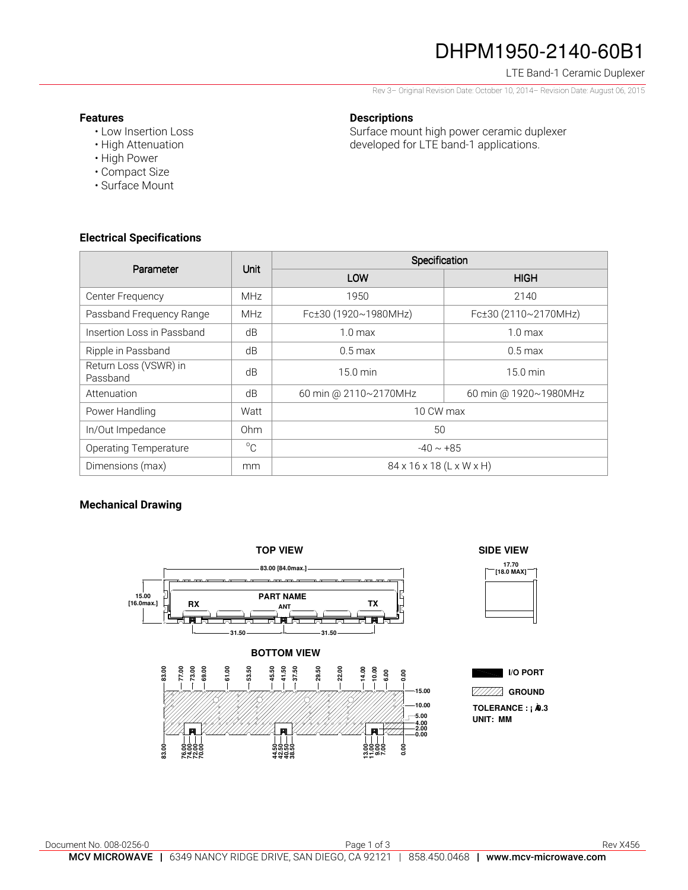# DHPM1950-2140-60B1

LTE Band-1 Ceramic Duplexer

Rev 3– Original Revision Date: October 10, 2014– Revision Date: August 06, 2015

### Features

- Low Insertion Loss
- High Attenuation
- High Power
- Compact Size
- Surface Mount

### Descriptions

Surface mount high power ceramic duplexer developed for LTE band-1 applications.

### Electrical Specifications

| Parameter | Unit | Specification | |
|---|---|---|---|
| | | LOW | HIGH |
| Center Frequency | MHz | 1950 | 2140 |
| Passband Frequency Range | MHz | Fc±30 (1920~1980MHz) | Fc±30 (2110~2170MHz) |
| Insertion Loss in Passband | dB | 1.0 max | 1.0 max |
| Ripple in Passband | dB | 0.5 max | 0.5 max |
| Return Loss (VSWR) in Passband | dB | 15.0 min | 15.0 min |
| Attenuation | dB | 60 min @ 2110~2170MHz | 60 min @ 1920~1980MHz |
| Power Handling | Watt | 10 CW max | |
| In/Out Impedance | Ohm | 50 | |
| Operating Temperature | °C | -40 ~ +85 | |
| Dimensions (max) | mm | 84 x 16 x 18 (L x W x H) | |

### Mechanical Drawing

TOP VIEW

83.00 [84.0max.]

15.00 [16.0max.]

PART NAME

RX ANT TX

31.50 31.50

SIDE VIEW

17.70 [18.0 MAX]

BOTTOM VIEW

83.00 77.00 73.00 69.00 61.00 53.50 45.50 41.50 37.50 29.50 22.00 14.00 10.00 6.00 0.00

15.00 10.00 5.00 4.00 2.00 0.00

83.00 76.00 74.00 72.00 70.00 44.50 42.50 40.50 38.50 13.00 11.00 9.00 7.00 0.00

I/O PORT

GROUND

TOLERANCE : ±0.3

UNIT: MM

Document No. 008-0256-0

Rev X456

MCV MICROWAVE | 6349 NANCY RIDGE DRIVE, SAN DIEGO, CA 92121 | 858.450.0468 | www.mcv-microwave.com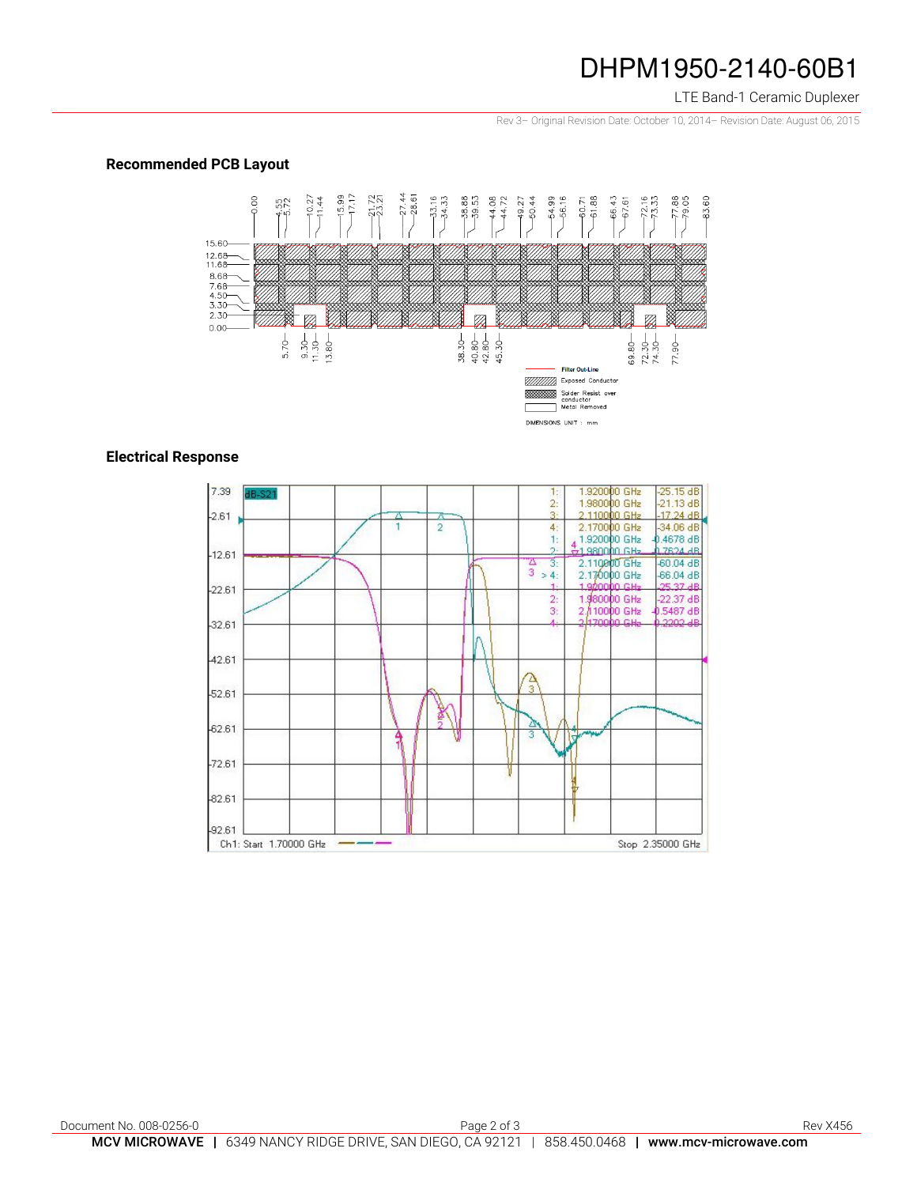## Recommended PCB Layout

Filter Out-Line

Exposed Conductor

Solder Resist over conductor

Metal Removed

DIMENSIONS UNIT : mm

## Electrical Response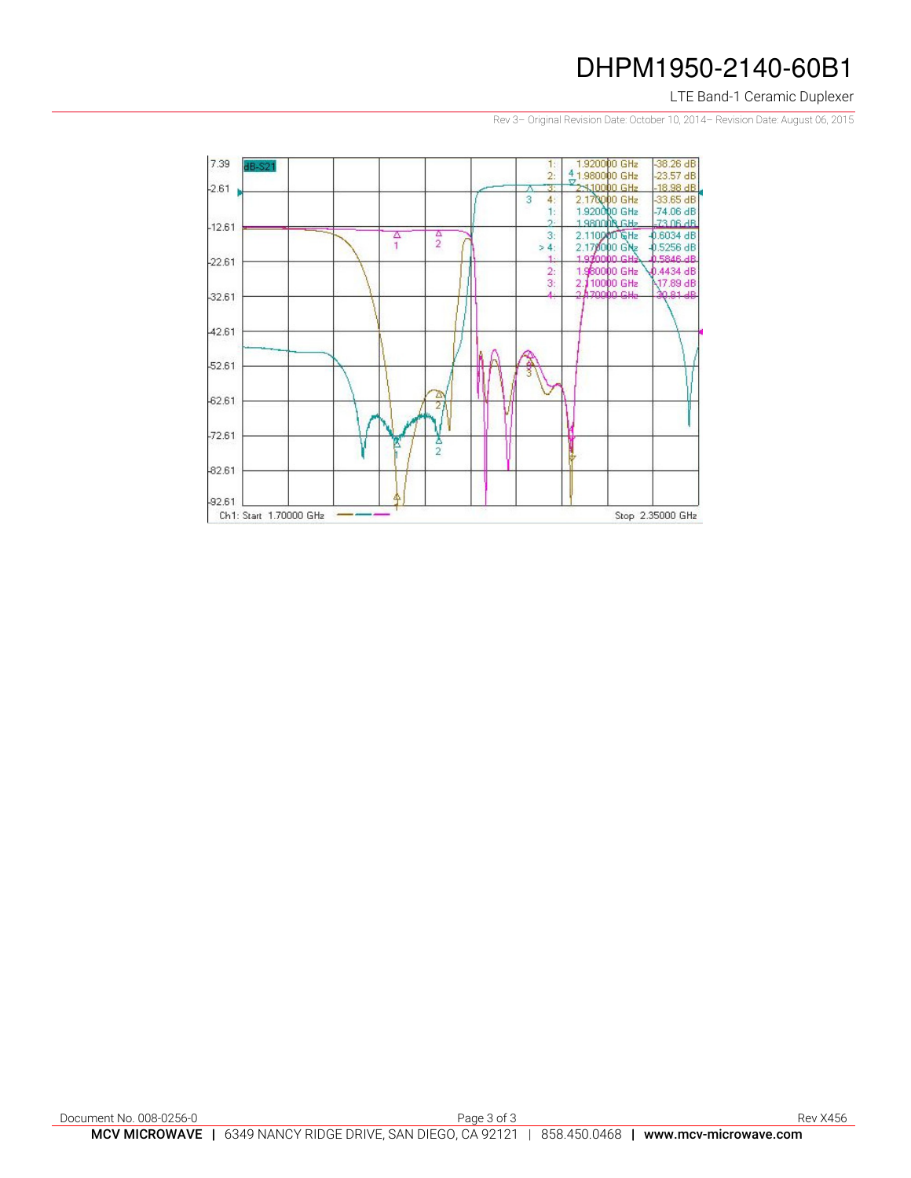dB-S21

7.39
-2.61
-12.61
-22.61
-32.61
-42.61
-52.61
-62.61
-72.61
-82.61
-92.61

1: 1.920000 GHz -38.26 dB
2: 1.980000 GHz -23.57 dB
3: 2.110000 GHz -18.98 dB
4: 2.170000 GHz -33.65 dB
1: 1.920000 GHz -74.06 dB
2: 1.980000 GHz -73.06 dB
3: 2.110000 GHz -0.6034 dB
> 4: 2.170000 GHz -0.5256 dB
1: 1.920000 GHz -0.5846 dB
2: 1.980000 GHz -0.4434 dB
3: 2.110000 GHz -17.89 dB
4: 2.170000 GHz -30.81 dB

Ch1: Start 1.70000 GHz

Stop 2.35000 GHz